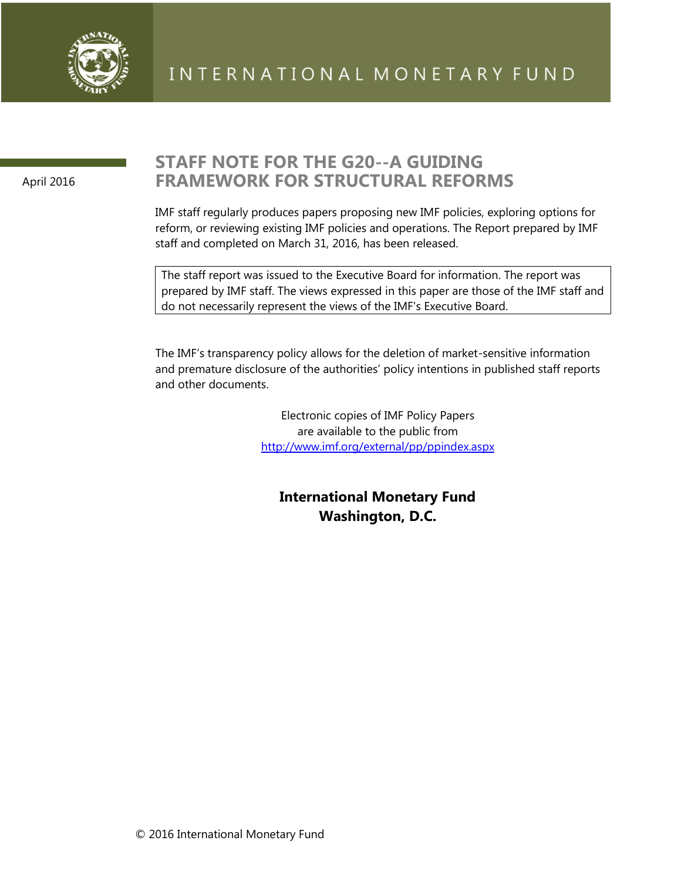INTERNATIONAL MONETARY FUND

April 2016

# STAFF NOTE FOR THE G20--A GUIDING FRAMEWORK FOR STRUCTURAL REFORMS

IMF staff regularly produces papers proposing new IMF policies, exploring options for reform, or reviewing existing IMF policies and operations. The Report prepared by IMF staff and completed on March 31, 2016, has been released.

> The staff report was issued to the Executive Board for information. The report was prepared by IMF staff. The views expressed in this paper are those of the IMF staff and do not necessarily represent the views of the IMF's Executive Board.

The IMF's transparency policy allows for the deletion of market-sensitive information and premature disclosure of the authorities' policy intentions in published staff reports and other documents.

Electronic copies of IMF Policy Papers
are available to the public from
http://www.imf.org/external/pp/ppindex.aspx

**International Monetary Fund**
**Washington, D.C.**

© 2016 International Monetary Fund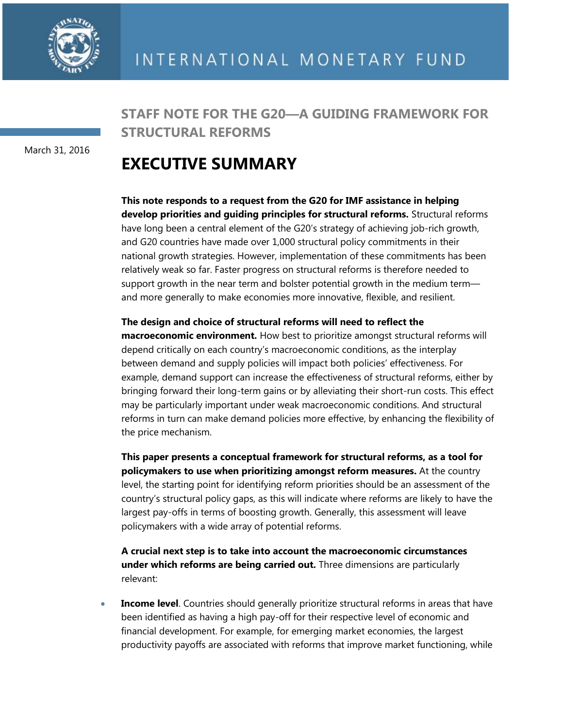# INTERNATIONAL MONETARY FUND

## STAFF NOTE FOR THE G20—A GUIDING FRAMEWORK FOR STRUCTURAL REFORMS

March 31, 2016

# EXECUTIVE SUMMARY

**This note responds to a request from the G20 for IMF assistance in helping develop priorities and guiding principles for structural reforms.** Structural reforms have long been a central element of the G20's strategy of achieving job-rich growth, and G20 countries have made over 1,000 structural policy commitments in their national growth strategies. However, implementation of these commitments has been relatively weak so far. Faster progress on structural reforms is therefore needed to support growth in the near term and bolster potential growth in the medium term—and more generally to make economies more innovative, flexible, and resilient.

**The design and choice of structural reforms will need to reflect the macroeconomic environment.** How best to prioritize amongst structural reforms will depend critically on each country's macroeconomic conditions, as the interplay between demand and supply policies will impact both policies' effectiveness. For example, demand support can increase the effectiveness of structural reforms, either by bringing forward their long-term gains or by alleviating their short-run costs. This effect may be particularly important under weak macroeconomic conditions. And structural reforms in turn can make demand policies more effective, by enhancing the flexibility of the price mechanism.

**This paper presents a conceptual framework for structural reforms, as a tool for policymakers to use when prioritizing amongst reform measures.** At the country level, the starting point for identifying reform priorities should be an assessment of the country's structural policy gaps, as this will indicate where reforms are likely to have the largest pay-offs in terms of boosting growth. Generally, this assessment will leave policymakers with a wide array of potential reforms.

**A crucial next step is to take into account the macroeconomic circumstances under which reforms are being carried out.** Three dimensions are particularly relevant:

- **Income level**. Countries should generally prioritize structural reforms in areas that have been identified as having a high pay-off for their respective level of economic and financial development. For example, for emerging market economies, the largest productivity payoffs are associated with reforms that improve market functioning, while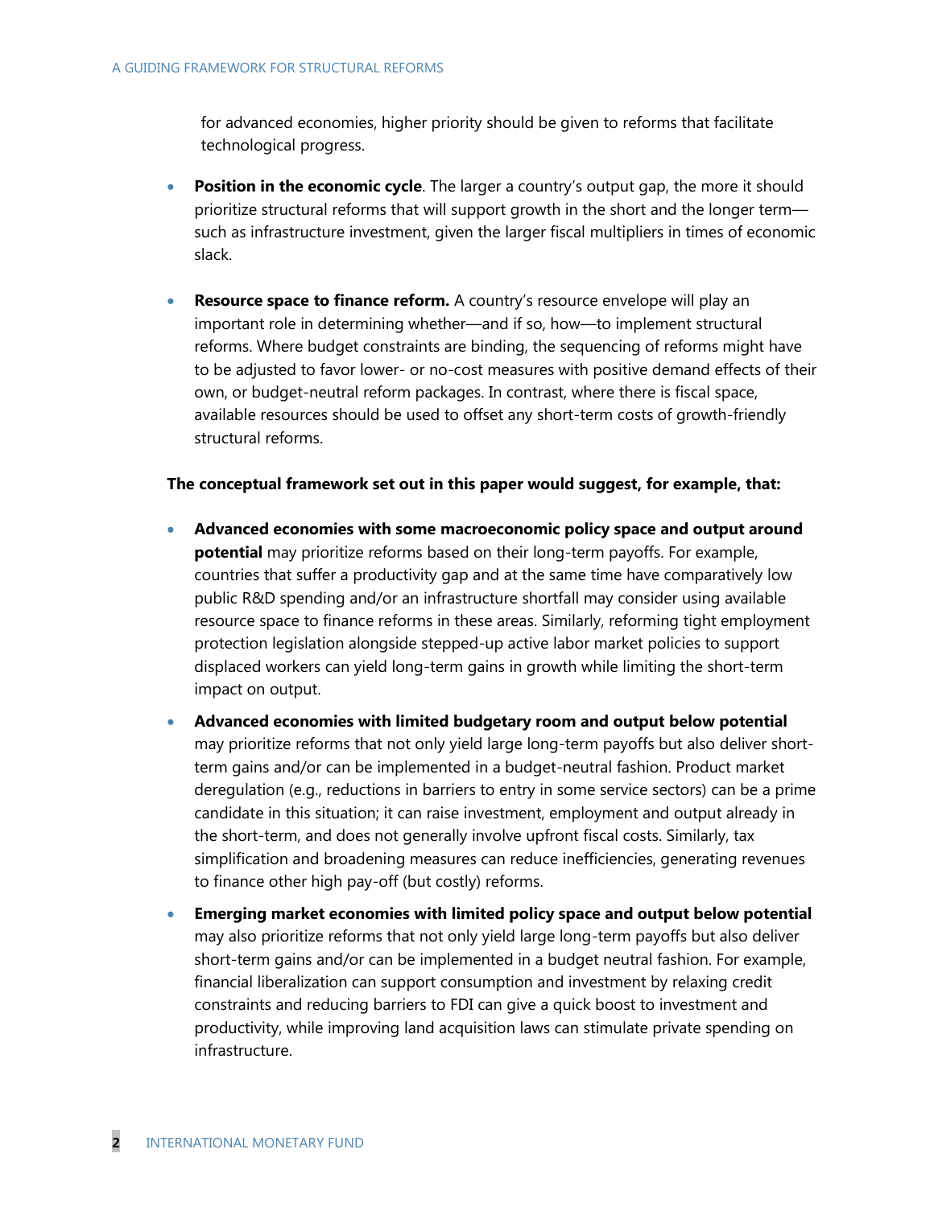for advanced economies, higher priority should be given to reforms that facilitate technological progress.

- **Position in the economic cycle**. The larger a country's output gap, the more it should prioritize structural reforms that will support growth in the short and the longer term—such as infrastructure investment, given the larger fiscal multipliers in times of economic slack.

- **Resource space to finance reform.** A country's resource envelope will play an important role in determining whether—and if so, how—to implement structural reforms. Where budget constraints are binding, the sequencing of reforms might have to be adjusted to favor lower- or no-cost measures with positive demand effects of their own, or budget-neutral reform packages. In contrast, where there is fiscal space, available resources should be used to offset any short-term costs of growth-friendly structural reforms.

**The conceptual framework set out in this paper would suggest, for example, that:**

- **Advanced economies with some macroeconomic policy space and output around potential** may prioritize reforms based on their long-term payoffs. For example, countries that suffer a productivity gap and at the same time have comparatively low public R&D spending and/or an infrastructure shortfall may consider using available resource space to finance reforms in these areas. Similarly, reforming tight employment protection legislation alongside stepped-up active labor market policies to support displaced workers can yield long-term gains in growth while limiting the short-term impact on output.
- **Advanced economies with limited budgetary room and output below potential** may prioritize reforms that not only yield large long-term payoffs but also deliver short-term gains and/or can be implemented in a budget-neutral fashion. Product market deregulation (e.g., reductions in barriers to entry in some service sectors) can be a prime candidate in this situation; it can raise investment, employment and output already in the short-term, and does not generally involve upfront fiscal costs. Similarly, tax simplification and broadening measures can reduce inefficiencies, generating revenues to finance other high pay-off (but costly) reforms.
- **Emerging market economies with limited policy space and output below potential** may also prioritize reforms that not only yield large long-term payoffs but also deliver short-term gains and/or can be implemented in a budget neutral fashion. For example, financial liberalization can support consumption and investment by relaxing credit constraints and reducing barriers to FDI can give a quick boost to investment and productivity, while improving land acquisition laws can stimulate private spending on infrastructure.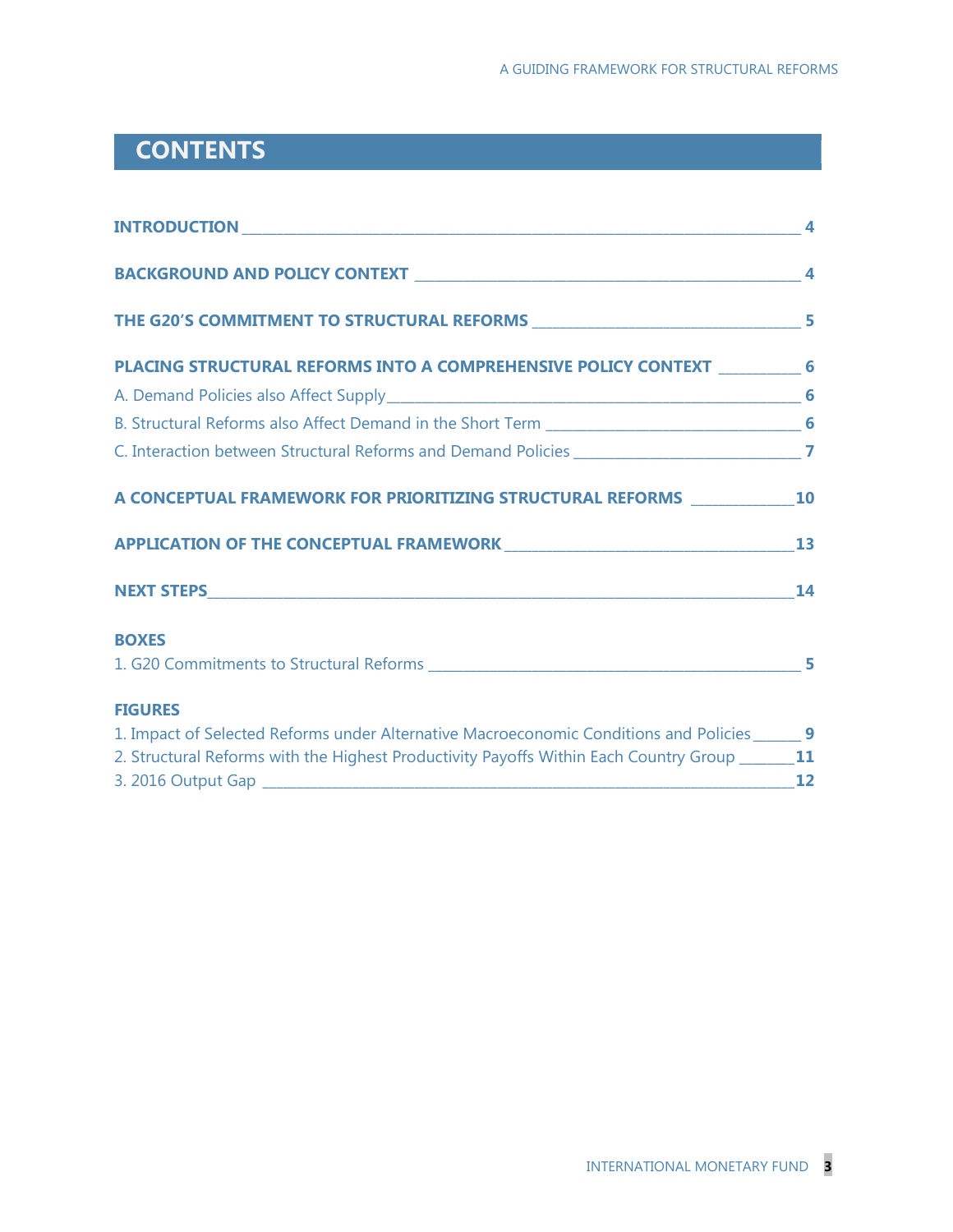# CONTENTS

**INTRODUCTION** 4

**BACKGROUND AND POLICY CONTEXT** 4

**THE G20'S COMMITMENT TO STRUCTURAL REFORMS** 5

**PLACING STRUCTURAL REFORMS INTO A COMPREHENSIVE POLICY CONTEXT** 6

A. Demand Policies also Affect Supply 6

B. Structural Reforms also Affect Demand in the Short Term 6

C. Interaction between Structural Reforms and Demand Policies 7

**A CONCEPTUAL FRAMEWORK FOR PRIORITIZING STRUCTURAL REFORMS** 10

**APPLICATION OF THE CONCEPTUAL FRAMEWORK** 13

**NEXT STEPS** 14

**BOXES**

1. G20 Commitments to Structural Reforms 5

**FIGURES**

1. Impact of Selected Reforms under Alternative Macroeconomic Conditions and Policies 9
2. Structural Reforms with the Highest Productivity Payoffs Within Each Country Group 11
3. 2016 Output Gap 12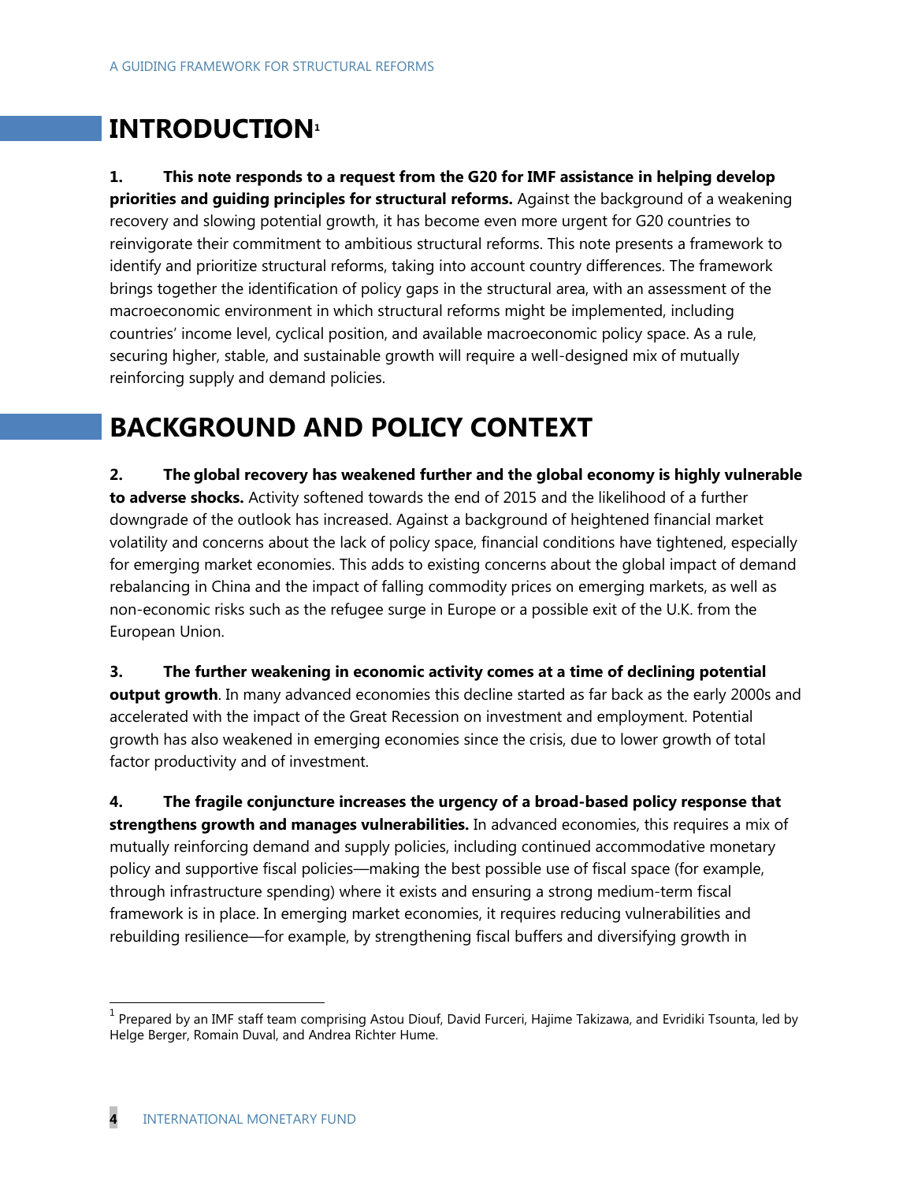# INTRODUCTION[1]

**1. This note responds to a request from the G20 for IMF assistance in helping develop priorities and guiding principles for structural reforms.** Against the background of a weakening recovery and slowing potential growth, it has become even more urgent for G20 countries to reinvigorate their commitment to ambitious structural reforms. This note presents a framework to identify and prioritize structural reforms, taking into account country differences. The framework brings together the identification of policy gaps in the structural area, with an assessment of the macroeconomic environment in which structural reforms might be implemented, including countries' income level, cyclical position, and available macroeconomic policy space. As a rule, securing higher, stable, and sustainable growth will require a well-designed mix of mutually reinforcing supply and demand policies.

# BACKGROUND AND POLICY CONTEXT

**2. The global recovery has weakened further and the global economy is highly vulnerable to adverse shocks.** Activity softened towards the end of 2015 and the likelihood of a further downgrade of the outlook has increased. Against a background of heightened financial market volatility and concerns about the lack of policy space, financial conditions have tightened, especially for emerging market economies. This adds to existing concerns about the global impact of demand rebalancing in China and the impact of falling commodity prices on emerging markets, as well as non-economic risks such as the refugee surge in Europe or a possible exit of the U.K. from the European Union.

**3. The further weakening in economic activity comes at a time of declining potential output growth**. In many advanced economies this decline started as far back as the early 2000s and accelerated with the impact of the Great Recession on investment and employment. Potential growth has also weakened in emerging economies since the crisis, due to lower growth of total factor productivity and of investment.

**4. The fragile conjuncture increases the urgency of a broad-based policy response that strengthens growth and manages vulnerabilities.** In advanced economies, this requires a mix of mutually reinforcing demand and supply policies, including continued accommodative monetary policy and supportive fiscal policies—making the best possible use of fiscal space (for example, through infrastructure spending) where it exists and ensuring a strong medium-term fiscal framework is in place. In emerging market economies, it requires reducing vulnerabilities and rebuilding resilience—for example, by strengthening fiscal buffers and diversifying growth in

[1] Prepared by an IMF staff team comprising Astou Diouf, David Furceri, Hajime Takizawa, and Evridiki Tsounta, led by Helge Berger, Romain Duval, and Andrea Richter Hume.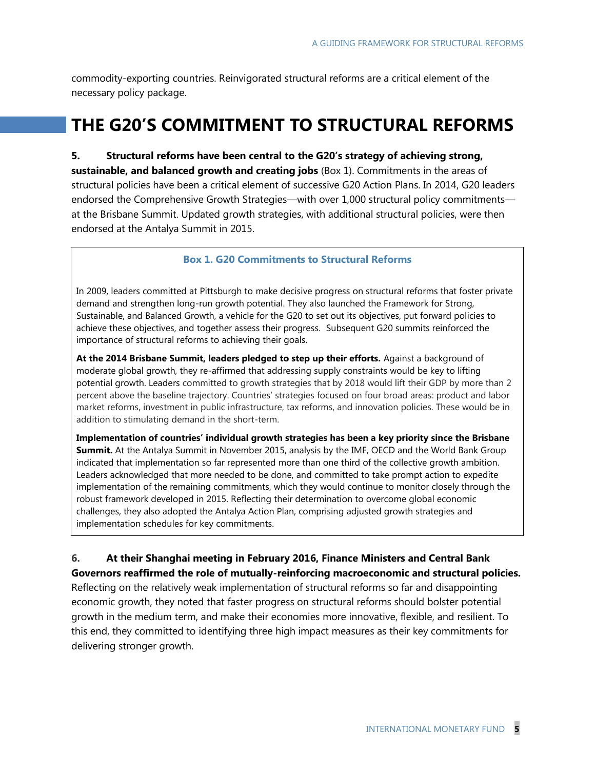commodity-exporting countries. Reinvigorated structural reforms are a critical element of the necessary policy package.

# THE G20'S COMMITMENT TO STRUCTURAL REFORMS

**5. Structural reforms have been central to the G20's strategy of achieving strong, sustainable, and balanced growth and creating jobs** (Box 1). Commitments in the areas of structural policies have been a critical element of successive G20 Action Plans. In 2014, G20 leaders endorsed the Comprehensive Growth Strategies—with over 1,000 structural policy commitments—at the Brisbane Summit. Updated growth strategies, with additional structural policies, were then endorsed at the Antalya Summit in 2015.

### Box 1. G20 Commitments to Structural Reforms

In 2009, leaders committed at Pittsburgh to make decisive progress on structural reforms that foster private demand and strengthen long-run growth potential. They also launched the Framework for Strong, Sustainable, and Balanced Growth, a vehicle for the G20 to set out its objectives, put forward policies to achieve these objectives, and together assess their progress. Subsequent G20 summits reinforced the importance of structural reforms to achieving their goals.

**At the 2014 Brisbane Summit, leaders pledged to step up their efforts.** Against a background of moderate global growth, they re-affirmed that addressing supply constraints would be key to lifting potential growth. Leaders committed to growth strategies that by 2018 would lift their GDP by more than 2 percent above the baseline trajectory. Countries' strategies focused on four broad areas: product and labor market reforms, investment in public infrastructure, tax reforms, and innovation policies. These would be in addition to stimulating demand in the short-term.

**Implementation of countries' individual growth strategies has been a key priority since the Brisbane Summit.** At the Antalya Summit in November 2015, analysis by the IMF, OECD and the World Bank Group indicated that implementation so far represented more than one third of the collective growth ambition. Leaders acknowledged that more needed to be done, and committed to take prompt action to expedite implementation of the remaining commitments, which they would continue to monitor closely through the robust framework developed in 2015. Reflecting their determination to overcome global economic challenges, they also adopted the Antalya Action Plan, comprising adjusted growth strategies and implementation schedules for key commitments.

**6. At their Shanghai meeting in February 2016, Finance Ministers and Central Bank Governors reaffirmed the role of mutually-reinforcing macroeconomic and structural policies.** Reflecting on the relatively weak implementation of structural reforms so far and disappointing economic growth, they noted that faster progress on structural reforms should bolster potential growth in the medium term, and make their economies more innovative, flexible, and resilient. To this end, they committed to identifying three high impact measures as their key commitments for delivering stronger growth.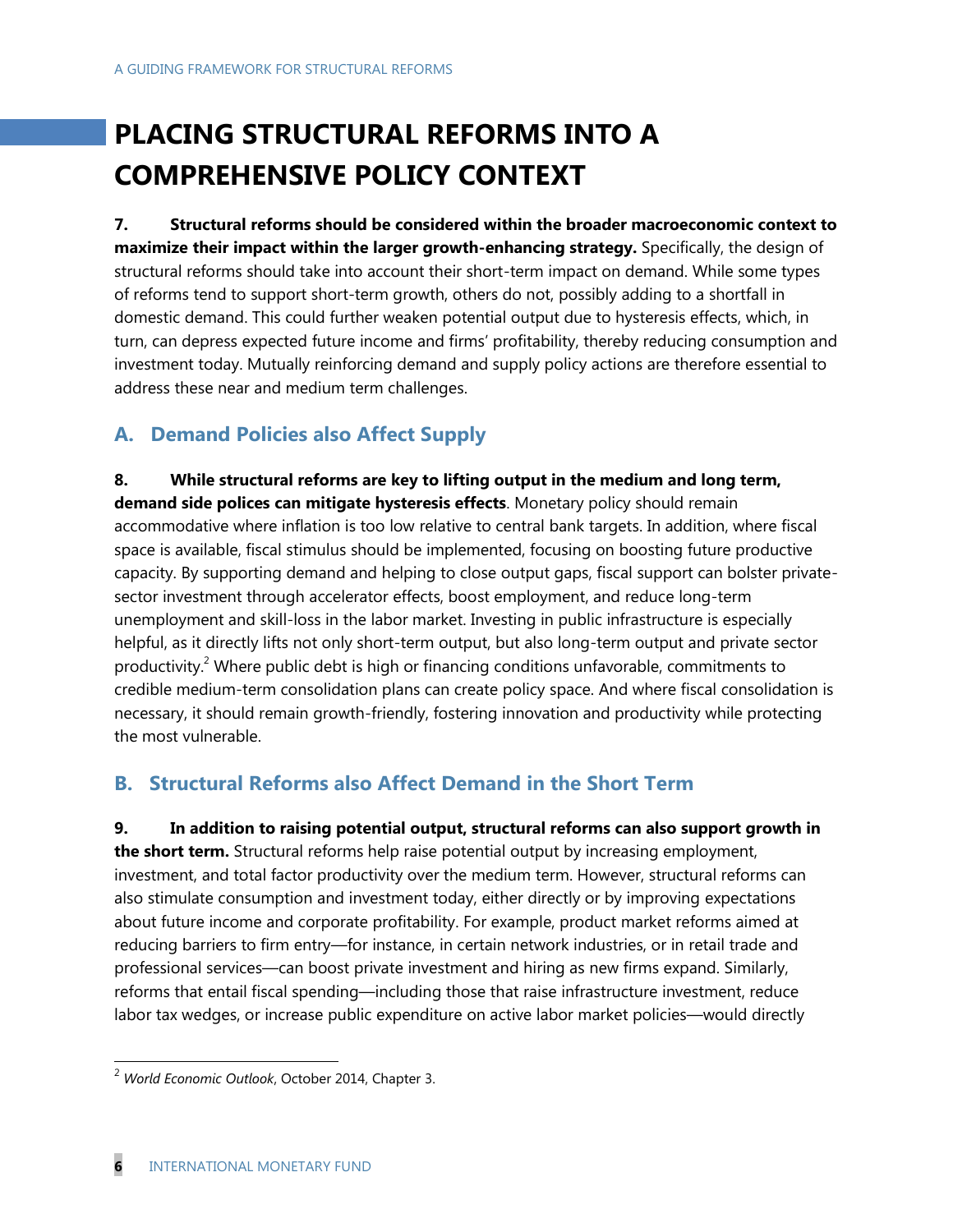# PLACING STRUCTURAL REFORMS INTO A COMPREHENSIVE POLICY CONTEXT

**7. Structural reforms should be considered within the broader macroeconomic context to maximize their impact within the larger growth-enhancing strategy.** Specifically, the design of structural reforms should take into account their short-term impact on demand. While some types of reforms tend to support short-term growth, others do not, possibly adding to a shortfall in domestic demand. This could further weaken potential output due to hysteresis effects, which, in turn, can depress expected future income and firms' profitability, thereby reducing consumption and investment today. Mutually reinforcing demand and supply policy actions are therefore essential to address these near and medium term challenges.

## A. Demand Policies also Affect Supply

**8. While structural reforms are key to lifting output in the medium and long term, demand side polices can mitigate hysteresis effects**. Monetary policy should remain accommodative where inflation is too low relative to central bank targets. In addition, where fiscal space is available, fiscal stimulus should be implemented, focusing on boosting future productive capacity. By supporting demand and helping to close output gaps, fiscal support can bolster private-sector investment through accelerator effects, boost employment, and reduce long-term unemployment and skill-loss in the labor market. Investing in public infrastructure is especially helpful, as it directly lifts not only short-term output, but also long-term output and private sector productivity.[2] Where public debt is high or financing conditions unfavorable, commitments to credible medium-term consolidation plans can create policy space. And where fiscal consolidation is necessary, it should remain growth-friendly, fostering innovation and productivity while protecting the most vulnerable.

## B. Structural Reforms also Affect Demand in the Short Term

**9. In addition to raising potential output, structural reforms can also support growth in the short term.** Structural reforms help raise potential output by increasing employment, investment, and total factor productivity over the medium term. However, structural reforms can also stimulate consumption and investment today, either directly or by improving expectations about future income and corporate profitability. For example, product market reforms aimed at reducing barriers to firm entry—for instance, in certain network industries, or in retail trade and professional services—can boost private investment and hiring as new firms expand. Similarly, reforms that entail fiscal spending—including those that raise infrastructure investment, reduce labor tax wedges, or increase public expenditure on active labor market policies—would directly

---

[2] *World Economic Outlook*, October 2014, Chapter 3.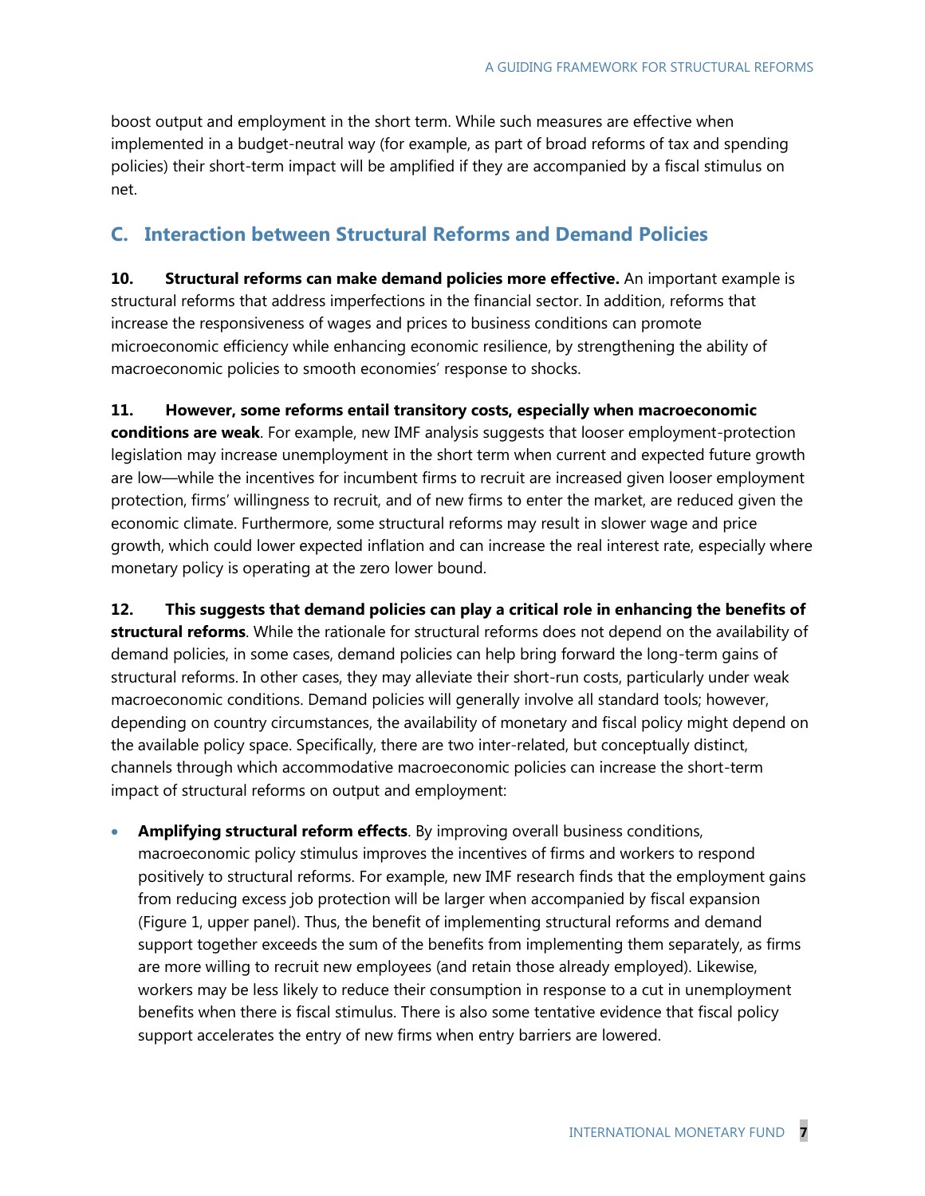boost output and employment in the short term. While such measures are effective when implemented in a budget-neutral way (for example, as part of broad reforms of tax and spending policies) their short-term impact will be amplified if they are accompanied by a fiscal stimulus on net.

## C. Interaction between Structural Reforms and Demand Policies

**10. Structural reforms can make demand policies more effective.** An important example is structural reforms that address imperfections in the financial sector. In addition, reforms that increase the responsiveness of wages and prices to business conditions can promote microeconomic efficiency while enhancing economic resilience, by strengthening the ability of macroeconomic policies to smooth economies' response to shocks.

**11. However, some reforms entail transitory costs, especially when macroeconomic conditions are weak**. For example, new IMF analysis suggests that looser employment-protection legislation may increase unemployment in the short term when current and expected future growth are low—while the incentives for incumbent firms to recruit are increased given looser employment protection, firms' willingness to recruit, and of new firms to enter the market, are reduced given the economic climate. Furthermore, some structural reforms may result in slower wage and price growth, which could lower expected inflation and can increase the real interest rate, especially where monetary policy is operating at the zero lower bound.

**12. This suggests that demand policies can play a critical role in enhancing the benefits of structural reforms**. While the rationale for structural reforms does not depend on the availability of demand policies, in some cases, demand policies can help bring forward the long-term gains of structural reforms. In other cases, they may alleviate their short-run costs, particularly under weak macroeconomic conditions. Demand policies will generally involve all standard tools; however, depending on country circumstances, the availability of monetary and fiscal policy might depend on the available policy space. Specifically, there are two inter-related, but conceptually distinct, channels through which accommodative macroeconomic policies can increase the short-term impact of structural reforms on output and employment:

- **Amplifying structural reform effects**. By improving overall business conditions, macroeconomic policy stimulus improves the incentives of firms and workers to respond positively to structural reforms. For example, new IMF research finds that the employment gains from reducing excess job protection will be larger when accompanied by fiscal expansion (Figure 1, upper panel). Thus, the benefit of implementing structural reforms and demand support together exceeds the sum of the benefits from implementing them separately, as firms are more willing to recruit new employees (and retain those already employed). Likewise, workers may be less likely to reduce their consumption in response to a cut in unemployment benefits when there is fiscal stimulus. There is also some tentative evidence that fiscal policy support accelerates the entry of new firms when entry barriers are lowered.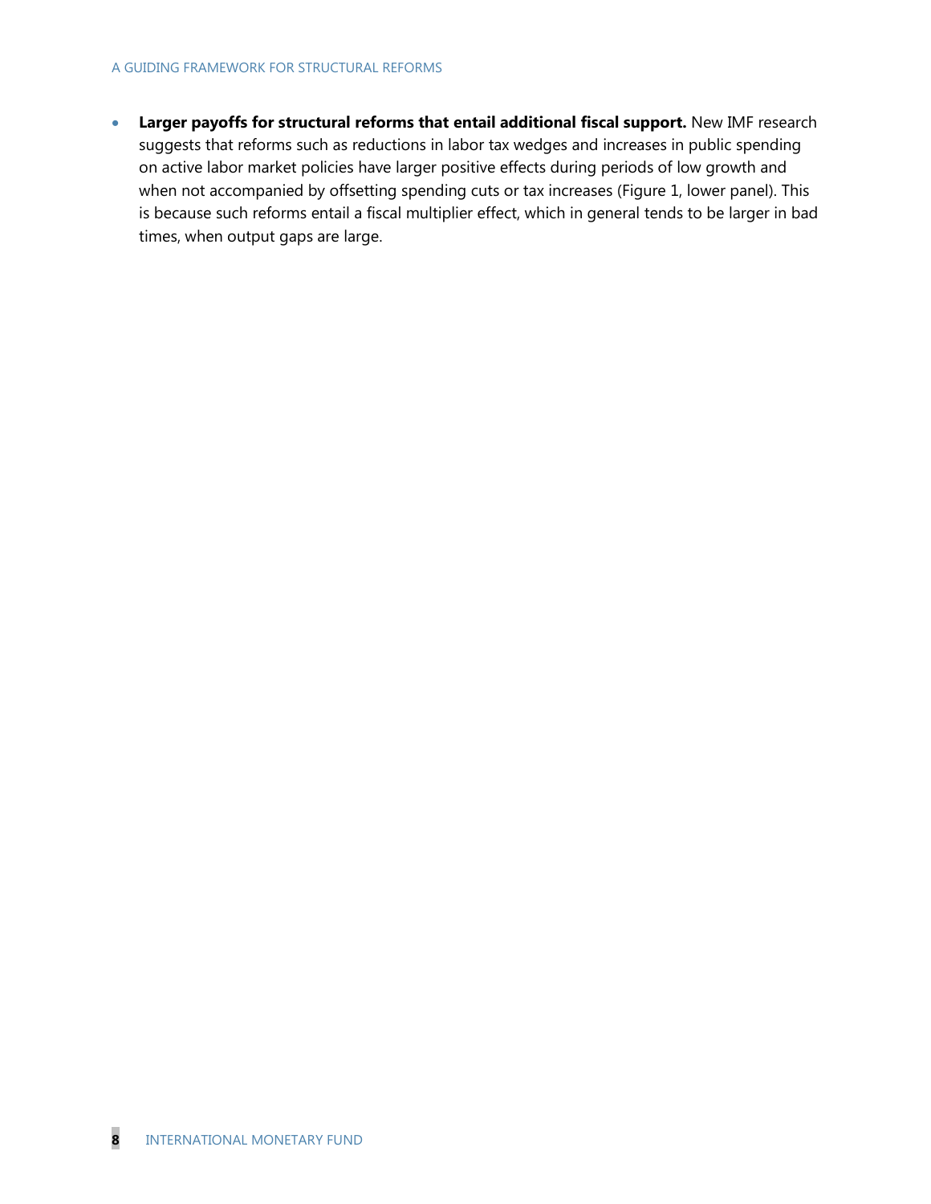- **Larger payoffs for structural reforms that entail additional fiscal support.** New IMF research suggests that reforms such as reductions in labor tax wedges and increases in public spending on active labor market policies have larger positive effects during periods of low growth and when not accompanied by offsetting spending cuts or tax increases (Figure 1, lower panel). This is because such reforms entail a fiscal multiplier effect, which in general tends to be larger in bad times, when output gaps are large.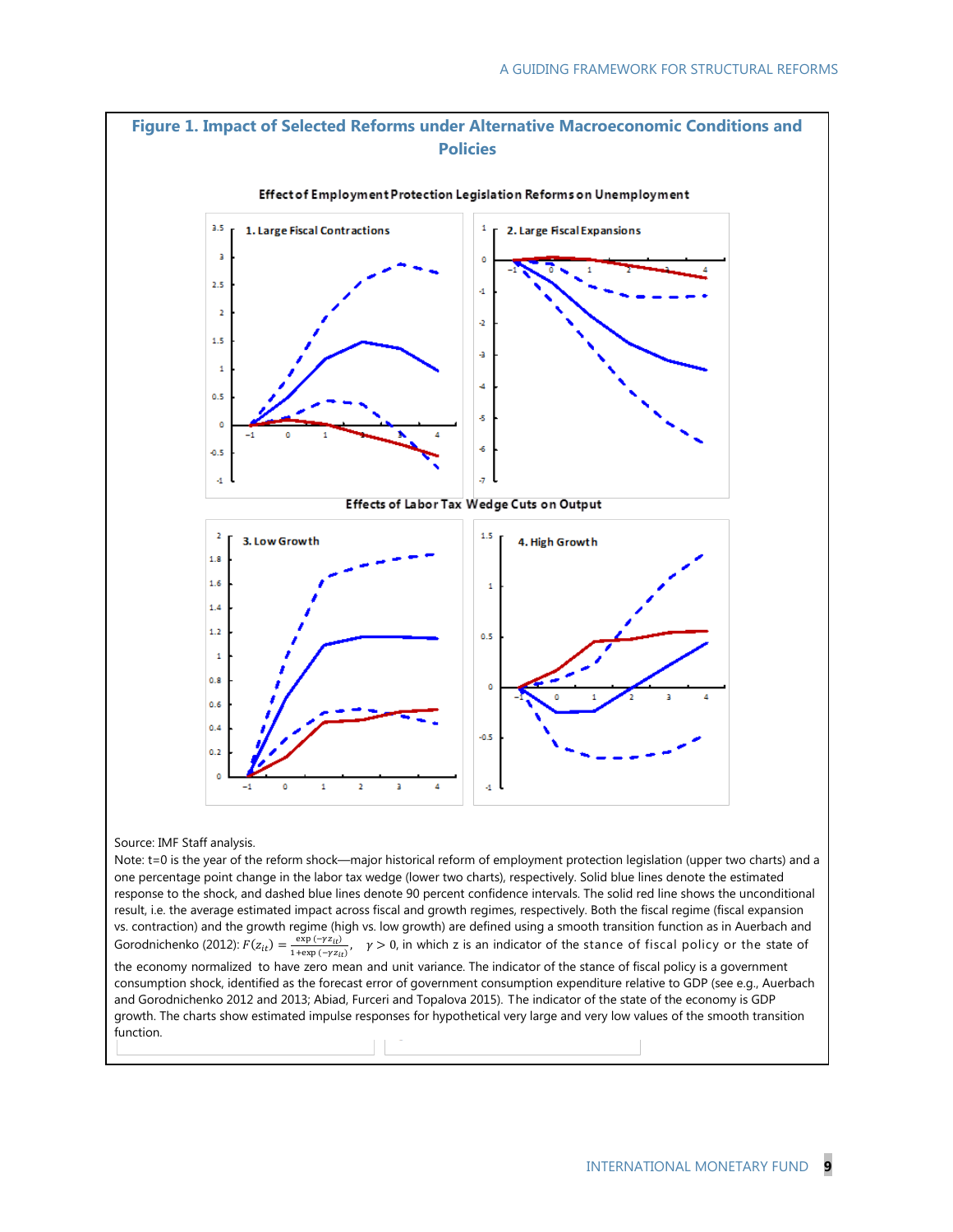## Figure 1. Impact of Selected Reforms under Alternative Macroeconomic Conditions and Policies

**Effect of Employment Protection Legislation Reforms on Unemployment**

1. Large Fiscal Contractions

2. Large Fiscal Expansions

**Effects of Labor Tax Wedge Cuts on Output**

3. Low Growth

4. High Growth

Source: IMF Staff analysis.

Note: t=0 is the year of the reform shock—major historical reform of employment protection legislation (upper two charts) and a one percentage point change in the labor tax wedge (lower tax wedge (lower two charts), respectively. Solid blue lines denote the estimated response to the shock, and dashed blue lines denote 90 percent confidence intervals. The solid red line shows the unconditional result, i.e. the average estimated impact across fiscal and growth regimes, respectively. Both the fiscal regime (fiscal expansion vs. contraction) and the growth regime (high vs. low growth) are defined using a smooth transition function as in Auerbach and Gorodnichenko (2012): $F(z_{it}) = \frac{\exp(-\gamma z_{it})}{1+\exp(-\gamma z_{it})}$, $\gamma > 0$, in which z is an indicator of the stance of fiscal policy or the state of the economy normalized to have zero mean and unit variance. The indicator of the stance of fiscal policy is a government consumption shock, identified as the forecast error of government consumption expenditure relative to GDP (see e.g., Auerbach and Gorodnichenko 2012 and 2013; Abiad, Furceri and Topalova 2015). The indicator of the state of the economy is GDP growth. The charts show estimated impulse responses for hypothetical very large and very low values of the smooth transition function.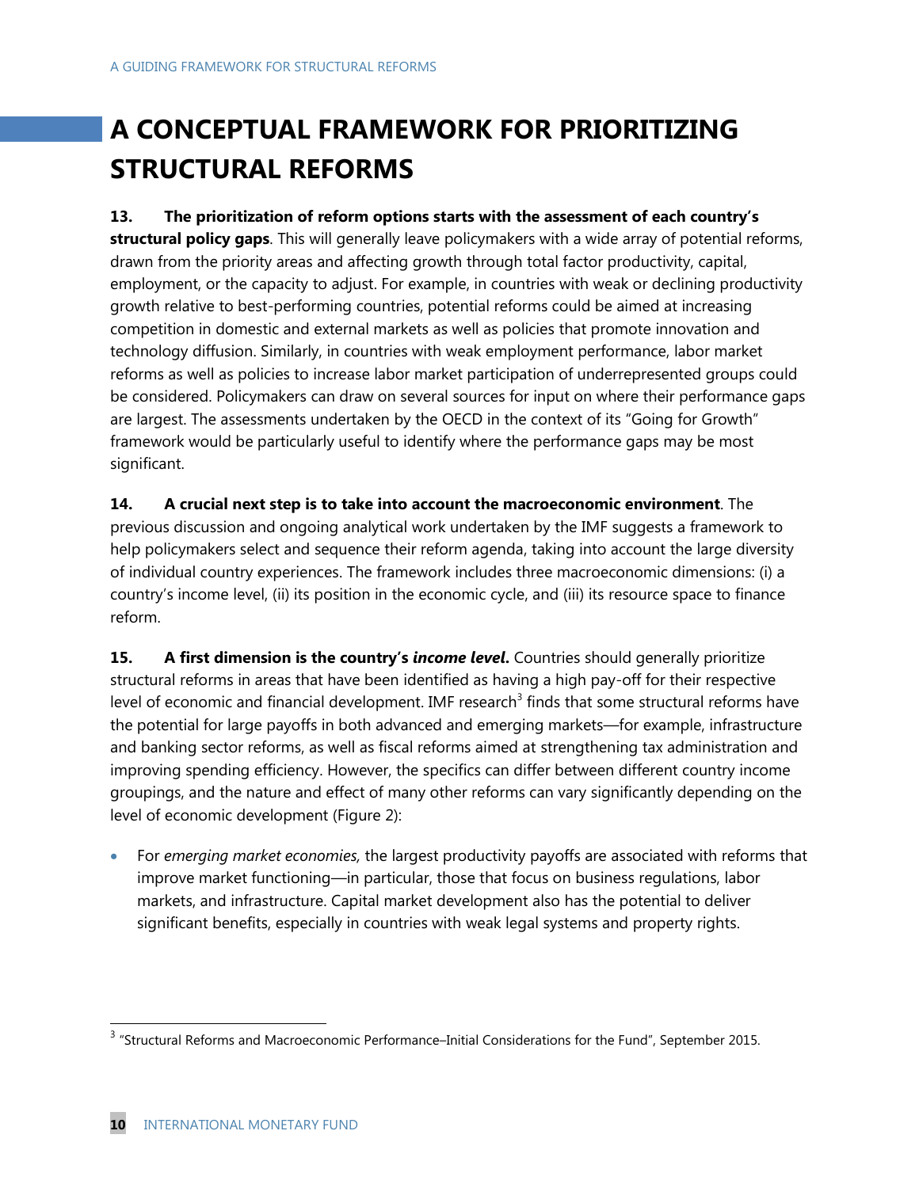# A CONCEPTUAL FRAMEWORK FOR PRIORITIZING STRUCTURAL REFORMS

**13. The prioritization of reform options starts with the assessment of each country's structural policy gaps**. This will generally leave policymakers with a wide array of potential reforms, drawn from the priority areas and affecting growth through total factor productivity, capital, employment, or the capacity to adjust. For example, in countries with weak or declining productivity growth relative to best-performing countries, potential reforms could be aimed at increasing competition in domestic and external markets as well as policies that promote innovation and technology diffusion. Similarly, in countries with weak employment performance, labor market reforms as well as policies to increase labor market participation of underrepresented groups could be considered. Policymakers can draw on several sources for input on where their performance gaps are largest. The assessments undertaken by the OECD in the context of its "Going for Growth" framework would be particularly useful to identify where the performance gaps may be most significant.

**14. A crucial next step is to take into account the macroeconomic environment**. The previous discussion and ongoing analytical work undertaken by the IMF suggests a framework to help policymakers select and sequence their reform agenda, taking into account the large diversity of individual country experiences. The framework includes three macroeconomic dimensions: (i) a country's income level, (ii) its position in the economic cycle, and (iii) its resource space to finance reform.

**15. A first dimension is the country's *income level*.** Countries should generally prioritize structural reforms in areas that have been identified as having a high pay-off for their respective level of economic and financial development. IMF research[3] finds that some structural reforms have the potential for large payoffs in both advanced and emerging markets—for example, infrastructure and banking sector reforms, as well as fiscal reforms aimed at strengthening tax administration and improving spending efficiency. However, the specifics can differ between different country income groupings, and the nature and effect of many other reforms can vary significantly depending on the level of economic development (Figure 2):

- For *emerging market economies,* the largest productivity payoffs are associated with reforms that improve market functioning—in particular, those that focus on business regulations, labor markets, and infrastructure. Capital market development also has the potential to deliver significant benefits, especially in countries with weak legal systems and property rights.

[3] "Structural Reforms and Macroeconomic Performance–Initial Considerations for the Fund", September 2015.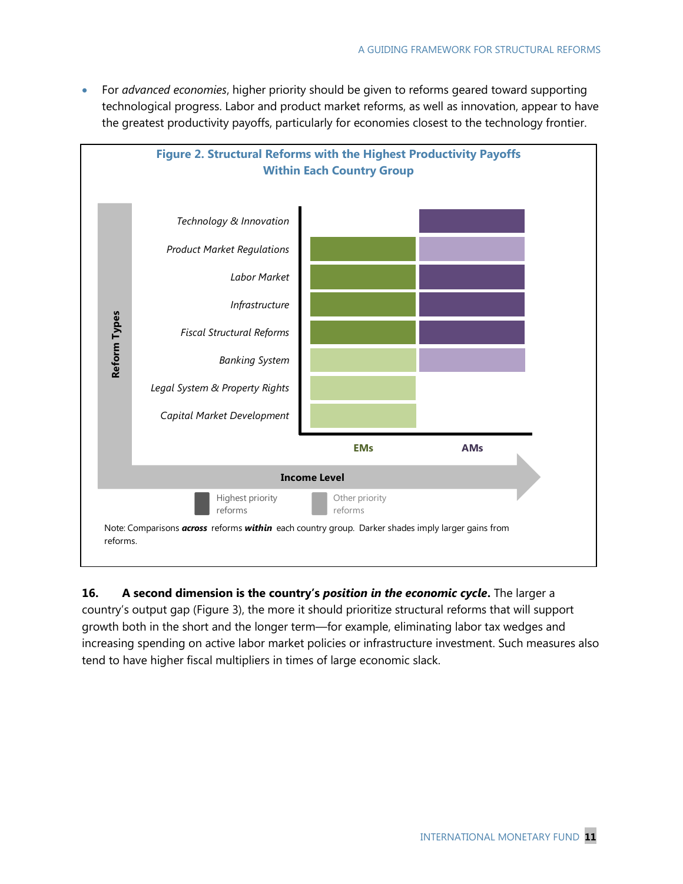- For *advanced economies*, higher priority should be given to reforms geared toward supporting technological progress. Labor and product market reforms, as well as innovation, appear to have the greatest productivity payoffs, particularly for economies closest to the technology frontier.

**Figure 2. Structural Reforms with the Highest Productivity Payoffs Within Each Country Group**

| Reform Types | EMs | AMs |
|---|---|---|
| *Technology & Innovation* | | Highest priority |
| *Product Market Regulations* | Highest priority | Other priority |
| *Labor Market* | Highest priority | Highest priority |
| *Infrastructure* | Highest priority | Highest priority |
| *Fiscal Structural Reforms* | Highest priority | Highest priority |
| *Banking System* | Other priority | Other priority |
| *Legal System & Property Rights* | Other priority | |
| *Capital Market Development* | Other priority | |

Income Level →

Highest priority reforms | Other priority reforms

Note: Comparisons ***across*** reforms ***within*** each country group. Darker shades imply larger gains from reforms.

**16. A second dimension is the country's *position in the economic cycle*.** The larger a country's output gap (Figure 3), the more it should prioritize structural reforms that will support growth both in the short and the longer term—for example, eliminating labor tax wedges and increasing spending on active labor market policies or infrastructure investment. Such measures also tend to have higher fiscal multipliers in times of large economic slack.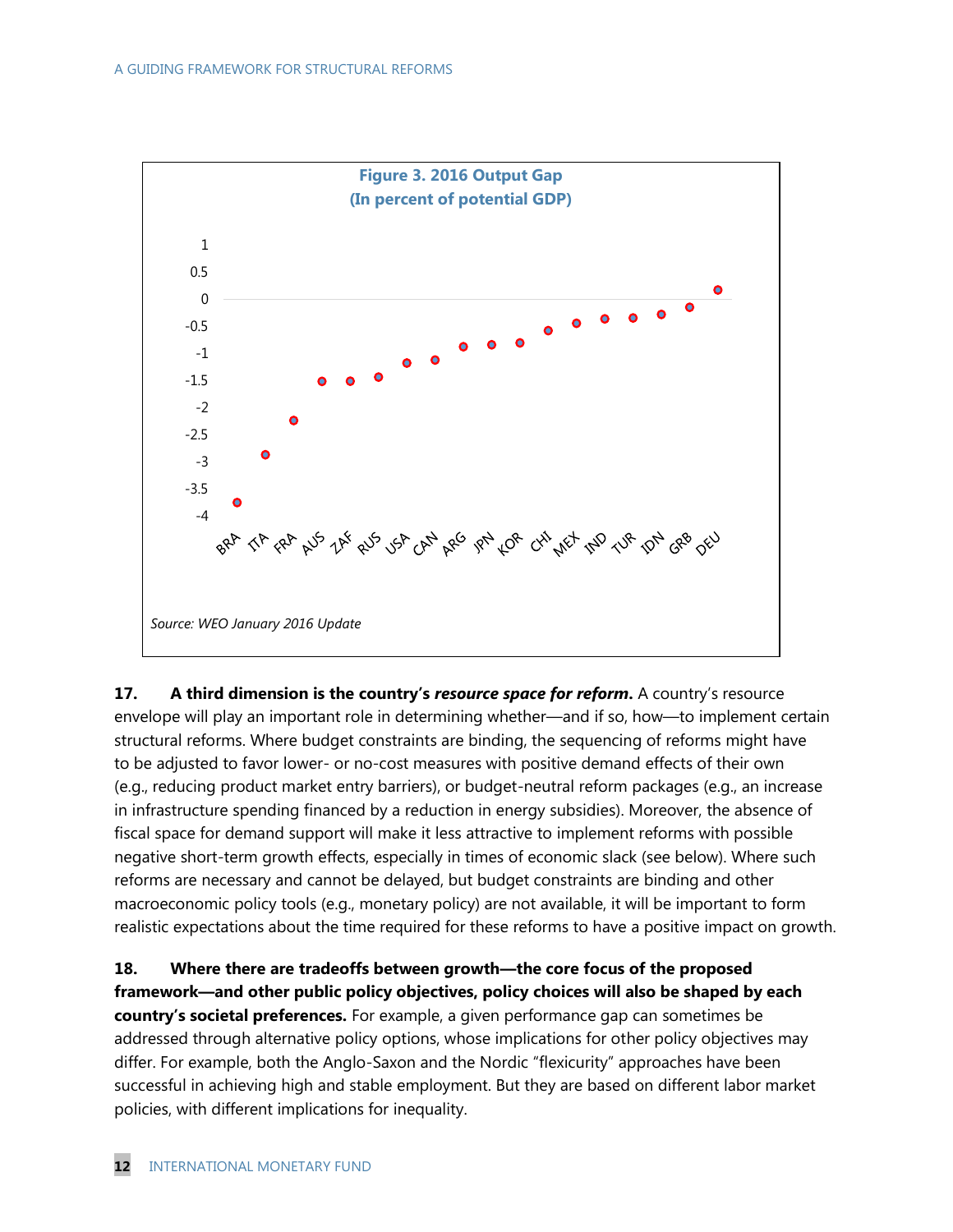**Figure 3. 2016 Output Gap**
**(In percent of potential GDP)**

Source: WEO January 2016 Update

**17. A third dimension is the country's *resource space for reform*.** A country's resource envelope will play an important role in determining whether—and if so, how—to implement certain structural reforms. Where budget constraints are binding, the sequencing of reforms might have to be adjusted to favor lower- or no-cost measures with positive demand effects of their own (e.g., reducing product market entry barriers), or budget-neutral reform packages (e.g., an increase in infrastructure spending financed by a reduction in energy subsidies). Moreover, the absence of fiscal space for demand support will make it less attractive to implement reforms with possible negative short-term growth effects, especially in times of economic slack (see below). Where such reforms are necessary and cannot be delayed, but budget constraints are binding and other macroeconomic policy tools (e.g., monetary policy) are not available, it will be important to form realistic expectations about the time required for these reforms to have a positive impact on growth.

**18. Where there are tradeoffs between growth—the core focus of the proposed framework—and other public policy objectives, policy choices will also be shaped by each country's societal preferences.** For example, a given performance gap can sometimes be addressed through alternative policy options, whose implications for other policy objectives may differ. For example, both the Anglo-Saxon and the Nordic "flexicurity" approaches have been successful in achieving high and stable employment. But they are based on different labor market policies, with different implications for inequality.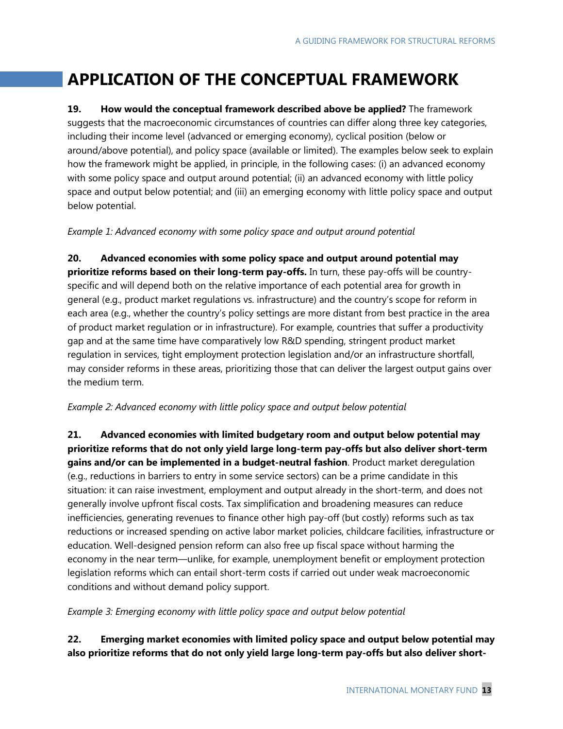# APPLICATION OF THE CONCEPTUAL FRAMEWORK

**19. How would the conceptual framework described above be applied?** The framework suggests that the macroeconomic circumstances of countries can differ along three key categories, including their income level (advanced or emerging economy), cyclical position (below or around/above potential), and policy space (available or limited). The examples below seek to explain how the framework might be applied, in principle, in the following cases: (i) an advanced economy with some policy space and output around potential; (ii) an advanced economy with little policy space and output below potential; and (iii) an emerging economy with little policy space and output below potential.

*Example 1: Advanced economy with some policy space and output around potential*

**20. Advanced economies with some policy space and output around potential may prioritize reforms based on their long-term pay-offs.** In turn, these pay-offs will be country-specific and will depend both on the relative importance of each potential area for growth in general (e.g., product market regulations vs. infrastructure) and the country's scope for reform in each area (e.g., whether the country's policy settings are more distant from best practice in the area of product market regulation or in infrastructure). For example, countries that suffer a productivity gap and at the same time have comparatively low R&D spending, stringent product market regulation in services, tight employment protection legislation and/or an infrastructure shortfall, may consider reforms in these areas, prioritizing those that can deliver the largest output gains over the medium term.

*Example 2: Advanced economy with little policy space and output below potential*

**21. Advanced economies with limited budgetary room and output below potential may prioritize reforms that do not only yield large long-term pay-offs but also deliver short-term gains and/or can be implemented in a budget-neutral fashion**. Product market deregulation (e.g., reductions in barriers to entry in some service sectors) can be a prime candidate in this situation: it can raise investment, employment and output already in the short-term, and does not generally involve upfront fiscal costs. Tax simplification and broadening measures can reduce inefficiencies, generating revenues to finance other high pay-off (but costly) reforms such as tax reductions or increased spending on active labor market policies, childcare facilities, infrastructure or education. Well-designed pension reform can also free up fiscal space without harming the economy in the near term—unlike, for example, unemployment benefit or employment protection legislation reforms which can entail short-term costs if carried out under weak macroeconomic conditions and without demand policy support.

*Example 3: Emerging economy with little policy space and output below potential*

**22. Emerging market economies with limited policy space and output below potential may also prioritize reforms that do not only yield large long-term pay-offs but also deliver short-**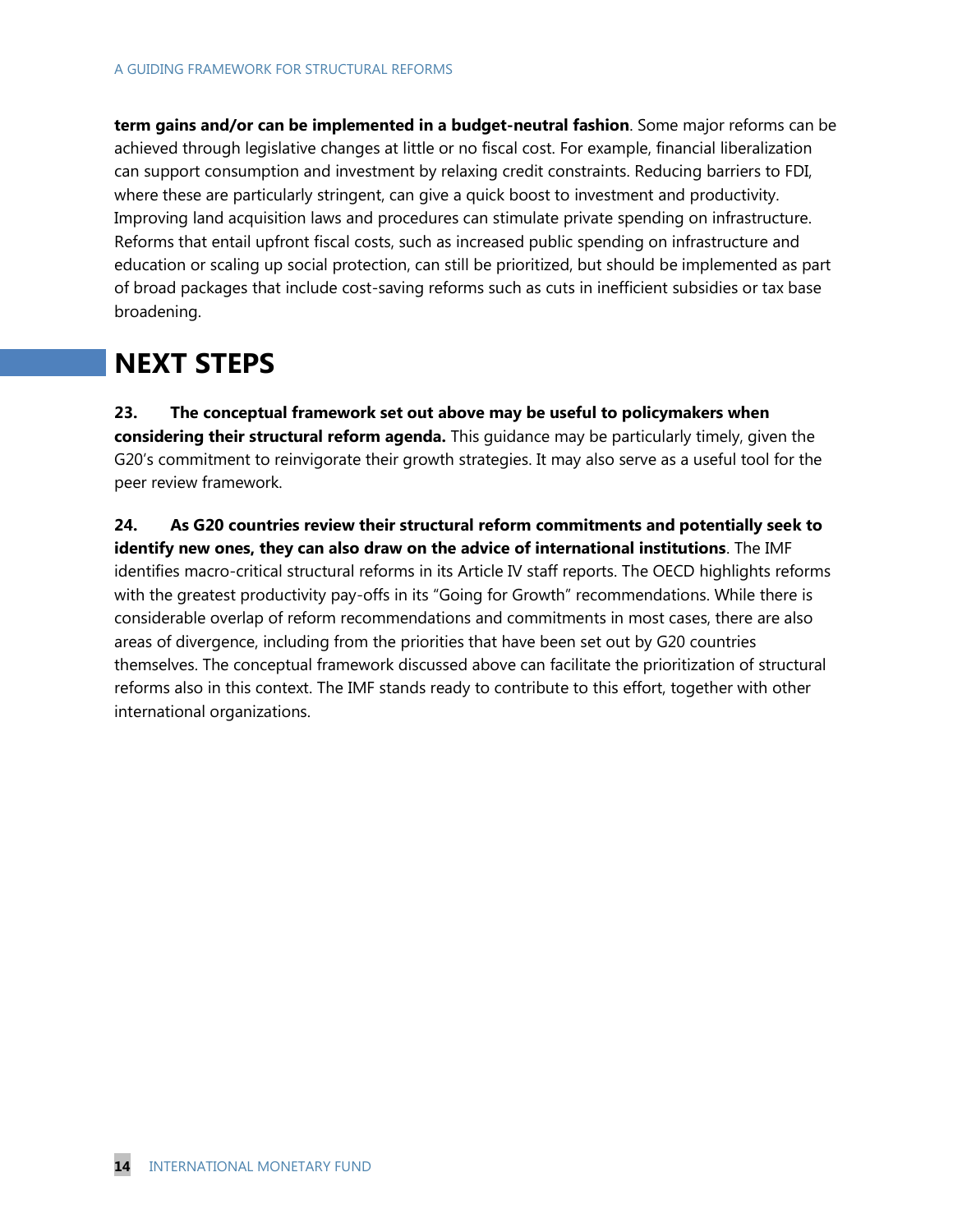**term gains and/or can be implemented in a budget-neutral fashion**. Some major reforms can be achieved through legislative changes at little or no fiscal cost. For example, financial liberalization can support consumption and investment by relaxing credit constraints. Reducing barriers to FDI, where these are particularly stringent, can give a quick boost to investment and productivity. Improving land acquisition laws and procedures can stimulate private spending on infrastructure. Reforms that entail upfront fiscal costs, such as increased public spending on infrastructure and education or scaling up social protection, can still be prioritized, but should be implemented as part of broad packages that include cost-saving reforms such as cuts in inefficient subsidies or tax base broadening.

## NEXT STEPS

**23. The conceptual framework set out above may be useful to policymakers when considering their structural reform agenda.** This guidance may be particularly timely, given the G20's commitment to reinvigorate their growth strategies. It may also serve as a useful tool for the peer review framework.

**24. As G20 countries review their structural reform commitments and potentially seek to identify new ones, they can also draw on the advice of international institutions**. The IMF identifies macro-critical structural reforms in its Article IV staff reports. The OECD highlights reforms with the greatest productivity pay-offs in its "Going for Growth" recommendations. While there is considerable overlap of reform recommendations and commitments in most cases, there are also areas of divergence, including from the priorities that have been set out by G20 countries themselves. The conceptual framework discussed above can facilitate the prioritization of structural reforms also in this context. The IMF stands ready to contribute to this effort, together with other international organizations.